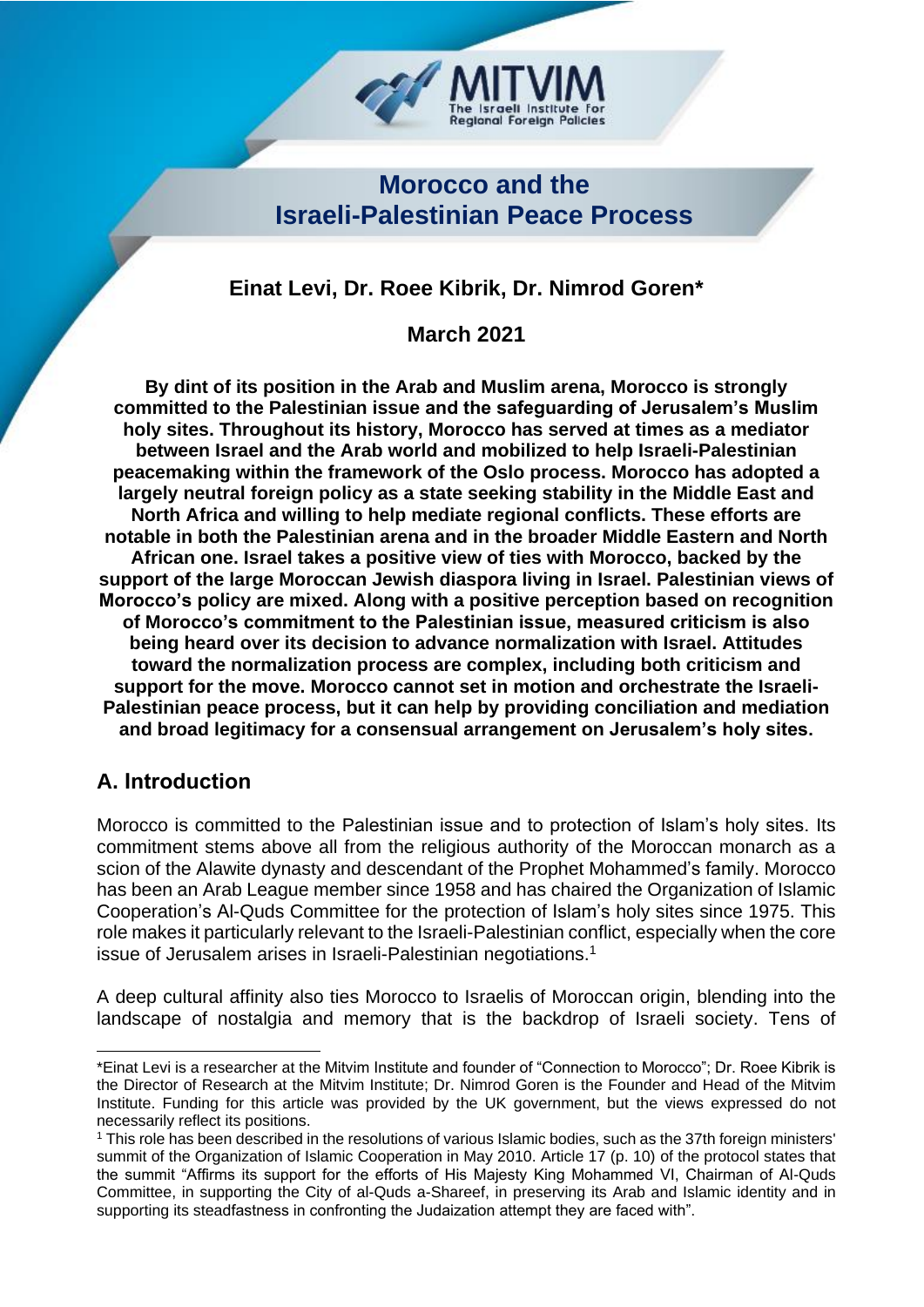MITVIM
The Israeli Institute for Regional Foreign Policies

# Morocco and the Israeli-Palestinian Peace Process

**Einat Levi, Dr. Roee Kibrik, Dr. Nimrod Goren***

**March 2021**

**By dint of its position in the Arab and Muslim arena, Morocco is strongly committed to the Palestinian issue and the safeguarding of Jerusalem's Muslim holy sites. Throughout its history, Morocco has served at times as a mediator between Israel and the Arab world and mobilized to help Israeli-Palestinian peacemaking within the framework of the Oslo process. Morocco has adopted a largely neutral foreign policy as a state seeking stability in the Middle East and North Africa and willing to help mediate regional conflicts. These efforts are notable in both the Palestinian arena and in the broader Middle Eastern and North African one. Israel takes a positive view of ties with Morocco, backed by the support of the large Moroccan Jewish diaspora living in Israel. Palestinian views of Morocco's policy are mixed. Along with a positive perception based on recognition of Morocco's commitment to the Palestinian issue, measured criticism is also being heard over its decision to advance normalization with Israel. Attitudes toward the normalization process are complex, including both criticism and support for the move. Morocco cannot set in motion and orchestrate the Israeli-Palestinian peace process, but it can help by providing conciliation and mediation and broad legitimacy for a consensual arrangement on Jerusalem's holy sites.**

## A. Introduction

Morocco is committed to the Palestinian issue and to protection of Islam's holy sites. Its commitment stems above all from the religious authority of the Moroccan monarch as a scion of the Alawite dynasty and descendant of the Prophet Mohammed's family. Morocco has been an Arab League member since 1958 and has chaired the Organization of Islamic Cooperation's Al-Quds Committee for the protection of Islam's holy sites since 1975. This role makes it particularly relevant to the Israeli-Palestinian conflict, especially when the core issue of Jerusalem arises in Israeli-Palestinian negotiations.[1]

A deep cultural affinity also ties Morocco to Israelis of Moroccan origin, blending into the landscape of nostalgia and memory that is the backdrop of Israeli society. Tens of

---

*Einat Levi is a researcher at the Mitvim Institute and founder of "Connection to Morocco"; Dr. Roee Kibrik is the Director of Research at the Mitvim Institute; Dr. Nimrod Goren is the Founder and Head of the Mitvim Institute. Funding for this article was provided by the UK government, but the views expressed do not necessarily reflect its positions.

[1] This role has been described in the resolutions of various Islamic bodies, such as the 37th foreign ministers' summit of the Organization of Islamic Cooperation in May 2010. Article 17 (p. 10) of the protocol states that the summit "Affirms its support for the efforts of His Majesty King Mohammed VI, Chairman of Al-Quds Committee, in supporting the City of al-Quds a-Shareef, in preserving its Arab and Islamic identity and in supporting its steadfastness in confronting the Judaization attempt they are faced with".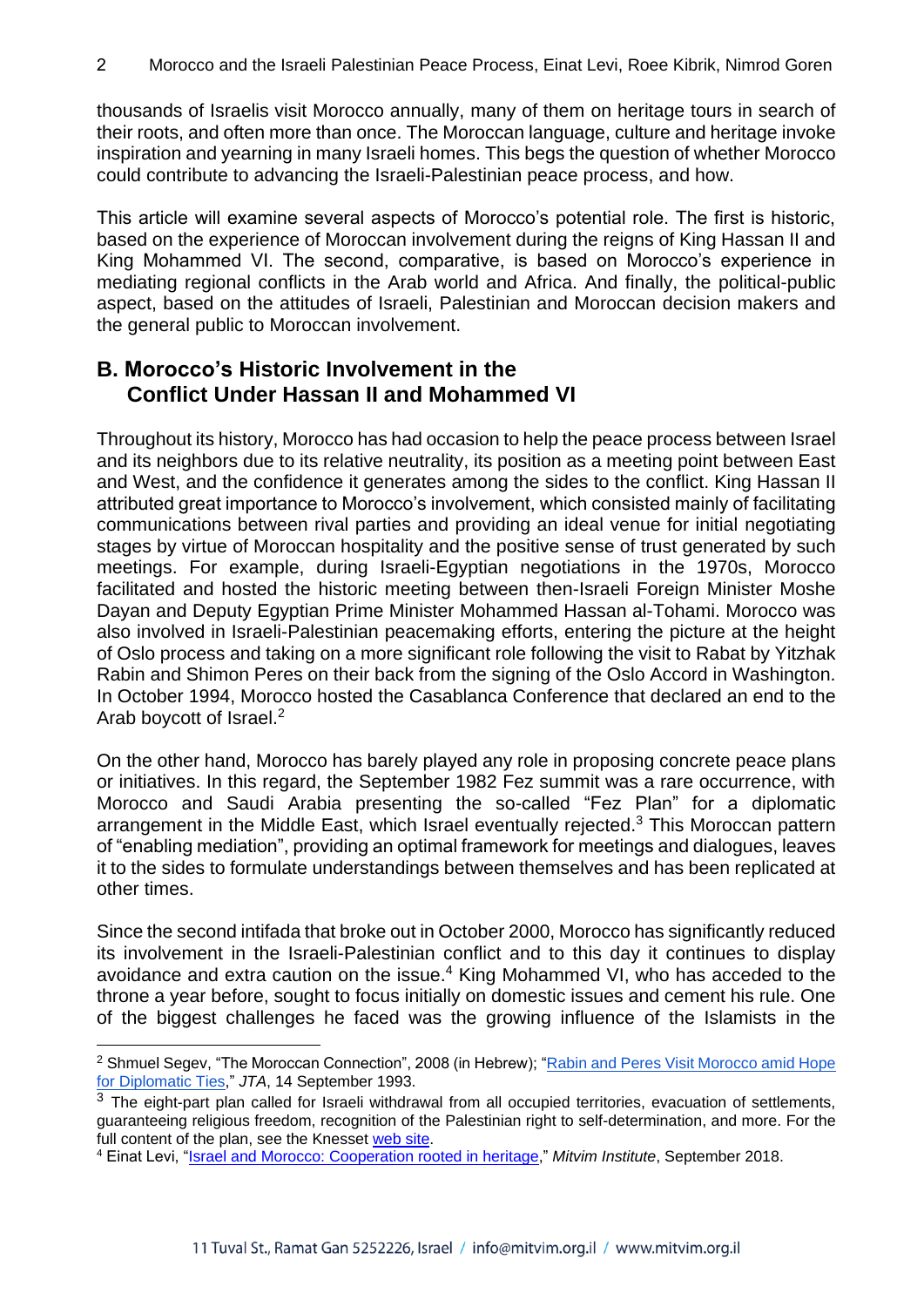thousands of Israelis visit Morocco annually, many of them on heritage tours in search of their roots, and often more than once. The Moroccan language, culture and heritage invoke inspiration and yearning in many Israeli homes. This begs the question of whether Morocco could contribute to advancing the Israeli-Palestinian peace process, and how.

This article will examine several aspects of Morocco's potential role. The first is historic, based on the experience of Moroccan involvement during the reigns of King Hassan II and King Mohammed VI. The second, comparative, is based on Morocco's experience in mediating regional conflicts in the Arab world and Africa. And finally, the political-public aspect, based on the attitudes of Israeli, Palestinian and Moroccan decision makers and the general public to Moroccan involvement.

## B. Morocco's Historic Involvement in the Conflict Under Hassan II and Mohammed VI

Throughout its history, Morocco has had occasion to help the peace process between Israel and its neighbors due to its relative neutrality, its position as a meeting point between East and West, and the confidence it generates among the sides to the conflict. King Hassan II attributed great importance to Morocco's involvement, which consisted mainly of facilitating communications between rival parties and providing an ideal venue for initial negotiating stages by virtue of Moroccan hospitality and the positive sense of trust generated by such meetings. For example, during Israeli-Egyptian negotiations in the 1970s, Morocco facilitated and hosted the historic meeting between then-Israeli Foreign Minister Moshe Dayan and Deputy Egyptian Prime Minister Mohammed Hassan al-Tohami. Morocco was also involved in Israeli-Palestinian peacemaking efforts, entering the picture at the height of Oslo process and taking on a more significant role following the visit to Rabat by Yitzhak Rabin and Shimon Peres on their back from the signing of the Oslo Accord in Washington. In October 1994, Morocco hosted the Casablanca Conference that declared an end to the Arab boycott of Israel.[2]

On the other hand, Morocco has barely played any role in proposing concrete peace plans or initiatives. In this regard, the September 1982 Fez summit was a rare occurrence, with Morocco and Saudi Arabia presenting the so-called "Fez Plan" for a diplomatic arrangement in the Middle East, which Israel eventually rejected.[3] This Moroccan pattern of "enabling mediation", providing an optimal framework for meetings and dialogues, leaves it to the sides to formulate understandings between themselves and has been replicated at other times.

Since the second intifada that broke out in October 2000, Morocco has significantly reduced its involvement in the Israeli-Palestinian conflict and to this day it continues to display avoidance and extra caution on the issue.[4] King Mohammed VI, who has acceded to the throne a year before, sought to focus initially on domestic issues and cement his rule. One of the biggest challenges he faced was the growing influence of the Islamists in the

---

[2] Shmuel Segev, "The Moroccan Connection", 2008 (in Hebrew); "Rabin and Peres Visit Morocco amid Hope for Diplomatic Ties," *JTA*, 14 September 1993.

[3] The eight-part plan called for Israeli withdrawal from all occupied territories, evacuation of settlements, guaranteeing religious freedom, recognition of the Palestinian right to self-determination, and more. For the full content of the plan, see the Knesset web site.

[4] Einat Levi, "Israel and Morocco: Cooperation rooted in heritage," *Mitvim Institute*, September 2018.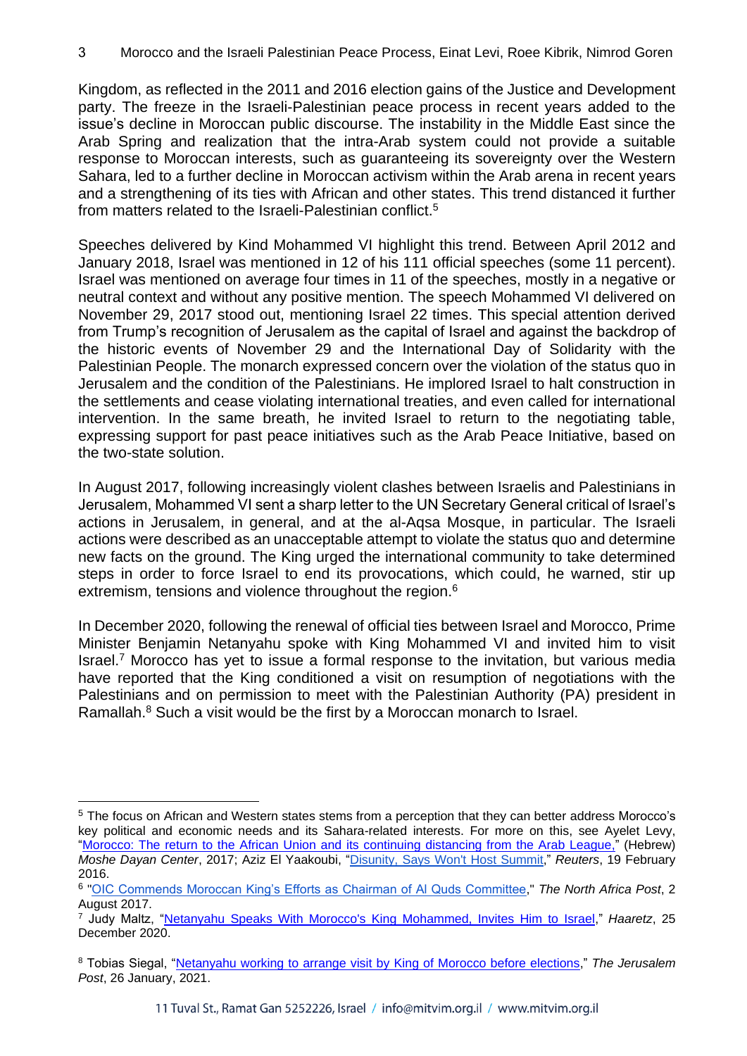Kingdom, as reflected in the 2011 and 2016 election gains of the Justice and Development party. The freeze in the Israeli-Palestinian peace process in recent years added to the issue's decline in Moroccan public discourse. The instability in the Middle East since the Arab Spring and realization that the intra-Arab system could not provide a suitable response to Moroccan interests, such as guaranteeing its sovereignty over the Western Sahara, led to a further decline in Moroccan activism within the Arab arena in recent years and a strengthening of its ties with African and other states. This trend distanced it further from matters related to the Israeli-Palestinian conflict.[5]

Speeches delivered by Kind Mohammed VI highlight this trend. Between April 2012 and January 2018, Israel was mentioned in 12 of his 111 official speeches (some 11 percent). Israel was mentioned on average four times in 11 of the speeches, mostly in a negative or neutral context and without any positive mention. The speech Mohammed VI delivered on November 29, 2017 stood out, mentioning Israel 22 times. This special attention derived from Trump's recognition of Jerusalem as the capital of Israel and against the backdrop of the historic events of November 29 and the International Day of Solidarity with the Palestinian People. The monarch expressed concern over the violation of the status quo in Jerusalem and the condition of the Palestinians. He implored Israel to halt construction in the settlements and cease violating international treaties, and even called for international intervention. In the same breath, he invited Israel to return to the negotiating table, expressing support for past peace initiatives such as the Arab Peace Initiative, based on the two-state solution.

In August 2017, following increasingly violent clashes between Israelis and Palestinians in Jerusalem, Mohammed VI sent a sharp letter to the UN Secretary General critical of Israel's actions in Jerusalem, in general, and at the al-Aqsa Mosque, in particular. The Israeli actions were described as an unacceptable attempt to violate the status quo and determine new facts on the ground. The King urged the international community to take determined steps in order to force Israel to end its provocations, which could, he warned, stir up extremism, tensions and violence throughout the region.[6]

In December 2020, following the renewal of official ties between Israel and Morocco, Prime Minister Benjamin Netanyahu spoke with King Mohammed VI and invited him to visit Israel.[7] Morocco has yet to issue a formal response to the invitation, but various media have reported that the King conditioned a visit on resumption of negotiations with the Palestinians and on permission to meet with the Palestinian Authority (PA) president in Ramallah.[8] Such a visit would be the first by a Moroccan monarch to Israel.

---

[5] The focus on African and Western states stems from a perception that they can better address Morocco's key political and economic needs and its Sahara-related interests. For more on this, see Ayelet Levy, "Morocco: The return to the African Union and its continuing distancing from the Arab League," (Hebrew) *Moshe Dayan Center*, 2017; Aziz El Yaakoubi, "Disunity, Says Won't Host Summit," *Reuters*, 19 February 2016.

[6] "OIC Commends Moroccan King's Efforts as Chairman of Al Quds Committee," *The North Africa Post*, 2 August 2017.

[7] Judy Maltz, "Netanyahu Speaks With Morocco's King Mohammed, Invites Him to Israel," *Haaretz*, 25 December 2020.

[8] Tobias Siegal, "Netanyahu working to arrange visit by King of Morocco before elections," *The Jerusalem Post*, 26 January, 2021.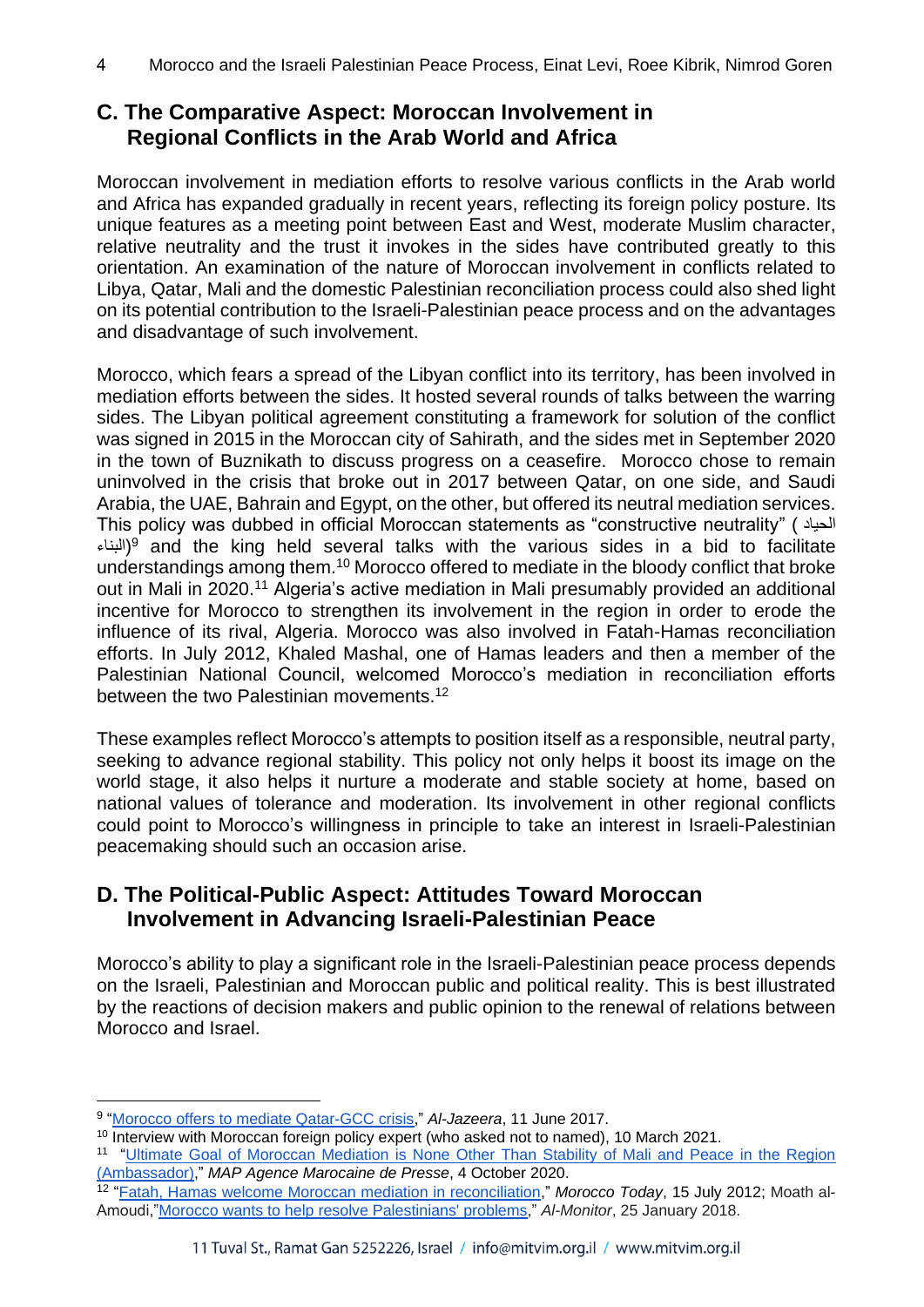## C. The Comparative Aspect: Moroccan Involvement in Regional Conflicts in the Arab World and Africa

Moroccan involvement in mediation efforts to resolve various conflicts in the Arab world and Africa has expanded gradually in recent years, reflecting its foreign policy posture. Its unique features as a meeting point between East and West, moderate Muslim character, relative neutrality and the trust it invokes in the sides have contributed greatly to this orientation. An examination of the nature of Moroccan involvement in conflicts related to Libya, Qatar, Mali and the domestic Palestinian reconciliation process could also shed light on its potential contribution to the Israeli-Palestinian peace process and on the advantages and disadvantage of such involvement.

Morocco, which fears a spread of the Libyan conflict into its territory, has been involved in mediation efforts between the sides. It hosted several rounds of talks between the warring sides. The Libyan political agreement constituting a framework for solution of the conflict was signed in 2015 in the Moroccan city of Sahirath, and the sides met in September 2020 in the town of Buznikath to discuss progress on a ceasefire. Morocco chose to remain uninvolved in the crisis that broke out in 2017 between Qatar, on one side, and Saudi Arabia, the UAE, Bahrain and Egypt, on the other, but offered its neutral mediation services. This policy was dubbed in official Moroccan statements as "constructive neutrality" (الحياد البناء)[9] and the king held several talks with the various sides in a bid to facilitate understandings among them.[10] Morocco offered to mediate in the bloody conflict that broke out in Mali in 2020.[11] Algeria's active mediation in Mali presumably provided an additional incentive for Morocco to strengthen its involvement in the region in order to erode the influence of its rival, Algeria. Morocco was also involved in Fatah-Hamas reconciliation efforts. In July 2012, Khaled Mashal, one of Hamas leaders and then a member of the Palestinian National Council, welcomed Morocco's mediation in reconciliation efforts between the two Palestinian movements.[12]

These examples reflect Morocco's attempts to position itself as a responsible, neutral party, seeking to advance regional stability. This policy not only helps it boost its image on the world stage, it also helps it nurture a moderate and stable society at home, based on national values of tolerance and moderation. Its involvement in other regional conflicts could point to Morocco's willingness in principle to take an interest in Israeli-Palestinian peacemaking should such an occasion arise.

## D. The Political-Public Aspect: Attitudes Toward Moroccan Involvement in Advancing Israeli-Palestinian Peace

Morocco's ability to play a significant role in the Israeli-Palestinian peace process depends on the Israeli, Palestinian and Moroccan public and political reality. This is best illustrated by the reactions of decision makers and public opinion to the renewal of relations between Morocco and Israel.

---

[9] "Morocco offers to mediate Qatar-GCC crisis," *Al-Jazeera*, 11 June 2017.

[10] Interview with Moroccan foreign policy expert (who asked not to named), 10 March 2021.

[11] "Ultimate Goal of Moroccan Mediation is None Other Than Stability of Mali and Peace in the Region (Ambassador)," *MAP Agence Marocaine de Presse*, 4 October 2020.

[12] "Fatah, Hamas welcome Moroccan mediation in reconciliation," *Morocco Today*, 15 July 2012; Moath al-Amoudi,"Morocco wants to help resolve Palestinians' problems," *Al-Monitor*, 25 January 2018.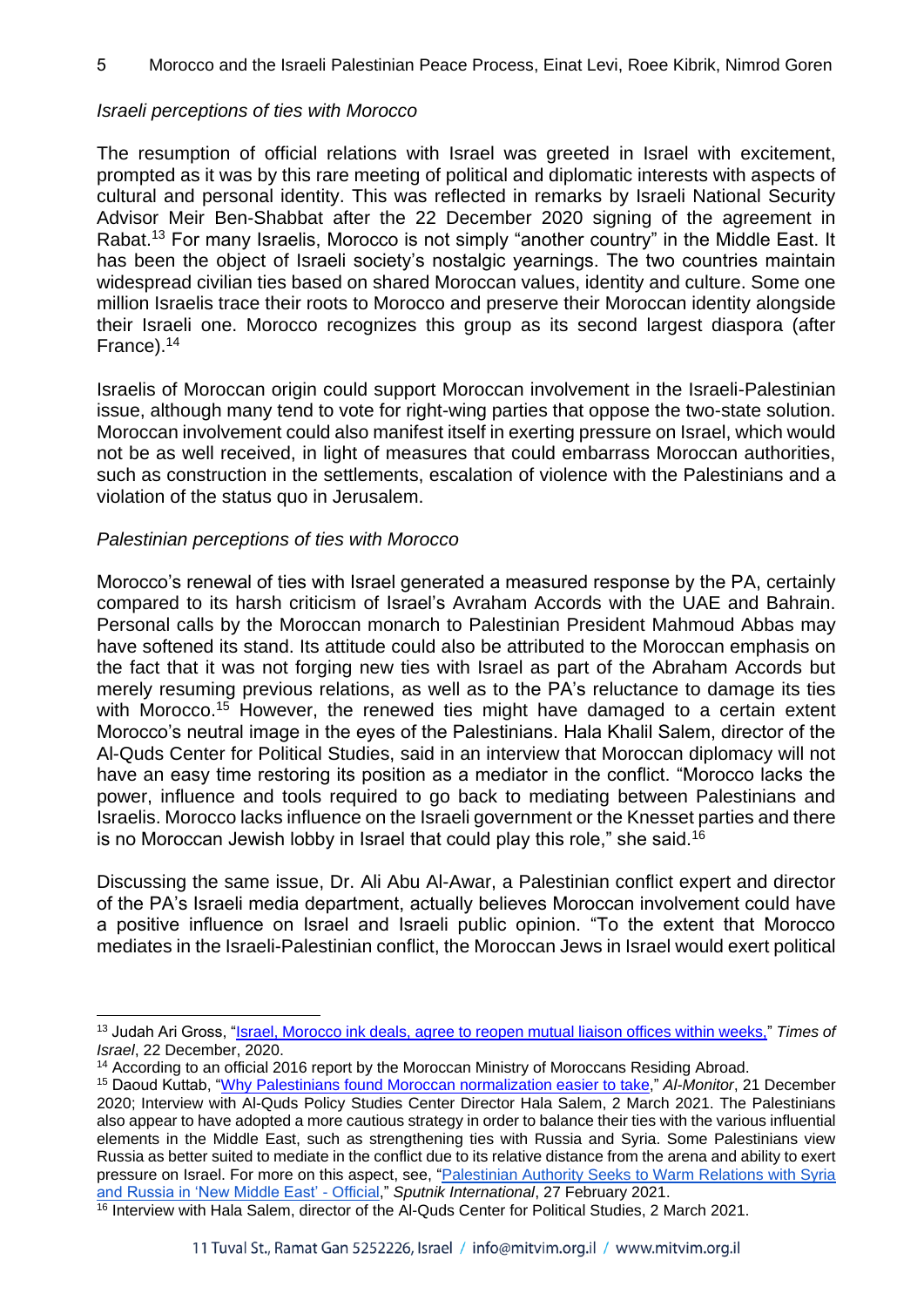*Israeli perceptions of ties with Morocco*

The resumption of official relations with Israel was greeted in Israel with excitement, prompted as it was by this rare meeting of political and diplomatic interests with aspects of cultural and personal identity. This was reflected in remarks by Israeli National Security Advisor Meir Ben-Shabbat after the 22 December 2020 signing of the agreement in Rabat.[13] For many Israelis, Morocco is not simply "another country" in the Middle East. It has been the object of Israeli society's nostalgic yearnings. The two countries maintain widespread civilian ties based on shared Moroccan values, identity and culture. Some one million Israelis trace their roots to Morocco and preserve their Moroccan identity alongside their Israeli one. Morocco recognizes this group as its second largest diaspora (after France).[14]

Israelis of Moroccan origin could support Moroccan involvement in the Israeli-Palestinian issue, although many tend to vote for right-wing parties that oppose the two-state solution. Moroccan involvement could also manifest itself in exerting pressure on Israel, which would not be as well received, in light of measures that could embarrass Moroccan authorities, such as construction in the settlements, escalation of violence with the Palestinians and a violation of the status quo in Jerusalem.

*Palestinian perceptions of ties with Morocco*

Morocco's renewal of ties with Israel generated a measured response by the PA, certainly compared to its harsh criticism of Israel's Avraham Accords with the UAE and Bahrain. Personal calls by the Moroccan monarch to Palestinian President Mahmoud Abbas may have softened its stand. Its attitude could also be attributed to the Moroccan emphasis on the fact that it was not forging new ties with Israel as part of the Abraham Accords but merely resuming previous relations, as well as to the PA's reluctance to damage its ties with Morocco.[15] However, the renewed ties might have damaged to a certain extent Morocco's neutral image in the eyes of the Palestinians. Hala Khalil Salem, director of the Al-Quds Center for Political Studies, said in an interview that Moroccan diplomacy will not have an easy time restoring its position as a mediator in the conflict. "Morocco lacks the power, influence and tools required to go back to mediating between Palestinians and Israelis. Morocco lacks influence on the Israeli government or the Knesset parties and there is no Moroccan Jewish lobby in Israel that could play this role," she said.[16]

Discussing the same issue, Dr. Ali Abu Al-Awar, a Palestinian conflict expert and director of the PA's Israeli media department, actually believes Moroccan involvement could have a positive influence on Israel and Israeli public opinion. "To the extent that Morocco mediates in the Israeli-Palestinian conflict, the Moroccan Jews in Israel would exert political

---

[13] Judah Ari Gross, "Israel, Morocco ink deals, agree to reopen mutual liaison offices within weeks," *Times of Israel*, 22 December, 2020.

[14] According to an official 2016 report by the Moroccan Ministry of Moroccans Residing Abroad.

[15] Daoud Kuttab, "Why Palestinians found Moroccan normalization easier to take," *Al-Monitor*, 21 December 2020; Interview with Al-Quds Policy Studies Center Director Hala Salem, 2 March 2021. The Palestinians also appear to have adopted a more cautious strategy in order to balance their ties with the various influential elements in the Middle East, such as strengthening ties with Russia and Syria. Some Palestinians view Russia as better suited to mediate in the conflict due to its relative distance from the arena and ability to exert pressure on Israel. For more on this aspect, see, "Palestinian Authority Seeks to Warm Relations with Syria and Russia in 'New Middle East' - Official," *Sputnik International*, 27 February 2021.

[16] Interview with Hala Salem, director of the Al-Quds Center for Political Studies, 2 March 2021.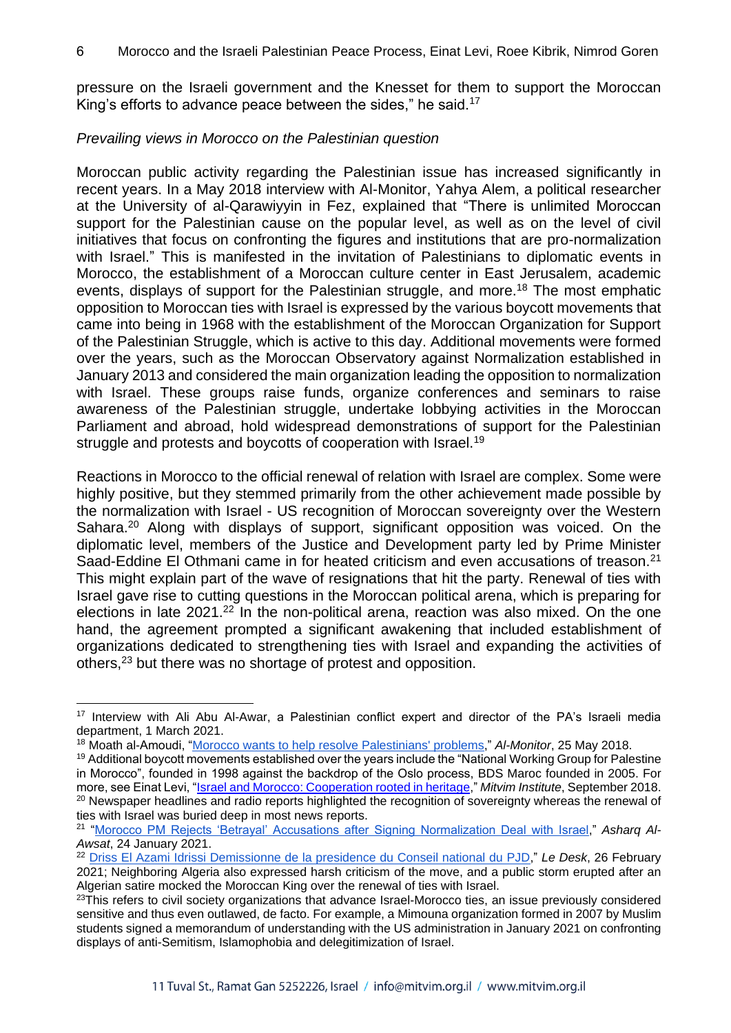pressure on the Israeli government and the Knesset for them to support the Moroccan King's efforts to advance peace between the sides," he said.[17]

*Prevailing views in Morocco on the Palestinian question*

Moroccan public activity regarding the Palestinian issue has increased significantly in recent years. In a May 2018 interview with Al-Monitor, Yahya Alem, a political researcher at the University of al-Qarawiyyin in Fez, explained that "There is unlimited Moroccan support for the Palestinian cause on the popular level, as well as on the level of civil initiatives that focus on confronting the figures and institutions that are pro-normalization with Israel." This is manifested in the invitation of Palestinians to diplomatic events in Morocco, the establishment of a Moroccan culture center in East Jerusalem, academic events, displays of support for the Palestinian struggle, and more.[18] The most emphatic opposition to Moroccan ties with Israel is expressed by the various boycott movements that came into being in 1968 with the establishment of the Moroccan Organization for Support of the Palestinian Struggle, which is active to this day. Additional movements were formed over the years, such as the Moroccan Observatory against Normalization established in January 2013 and considered the main organization leading the opposition to normalization with Israel. These groups raise funds, organize conferences and seminars to raise awareness of the Palestinian struggle, undertake lobbying activities in the Moroccan Parliament and abroad, hold widespread demonstrations of support for the Palestinian struggle and protests and boycotts of cooperation with Israel.[19]

Reactions in Morocco to the official renewal of relation with Israel are complex. Some were highly positive, but they stemmed primarily from the other achievement made possible by the normalization with Israel - US recognition of Moroccan sovereignty over the Western Sahara.[20] Along with displays of support, significant opposition was voiced. On the diplomatic level, members of the Justice and Development party led by Prime Minister Saad-Eddine El Othmani came in for heated criticism and even accusations of treason.[21] This might explain part of the wave of resignations that hit the party. Renewal of ties with Israel gave rise to cutting questions in the Moroccan political arena, which is preparing for elections in late 2021.[22] In the non-political arena, reaction was also mixed. On the one hand, the agreement prompted a significant awakening that included establishment of organizations dedicated to strengthening ties with Israel and expanding the activities of others,[23] but there was no shortage of protest and opposition.

---

[17] Interview with Ali Abu Al-Awar, a Palestinian conflict expert and director of the PA's Israeli media department, 1 March 2021.

[18] Moath al-Amoudi, "Morocco wants to help resolve Palestinians' problems," *Al-Monitor*, 25 May 2018.

[19] Additional boycott movements established over the years include the "National Working Group for Palestine in Morocco", founded in 1998 against the backdrop of the Oslo process, BDS Maroc founded in 2005. For more, see Einat Levi, "Israel and Morocco: Cooperation rooted in heritage," *Mitvim Institute*, September 2018.

[20] Newspaper headlines and radio reports highlighted the recognition of sovereignty whereas the renewal of ties with Israel was buried deep in most news reports.

[21] "Morocco PM Rejects 'Betrayal' Accusations after Signing Normalization Deal with Israel," *Asharq Al-Awsat*, 24 January 2021.

[22] Driss El Azami Idrissi Demissionne de la presidence du Conseil national du PJD," *Le Desk*, 26 February 2021; Neighboring Algeria also expressed harsh criticism of the move, and a public storm erupted after an Algerian satire mocked the Moroccan King over the renewal of ties with Israel.

[23] This refers to civil society organizations that advance Israel-Morocco ties, an issue previously considered sensitive and thus even outlawed, de facto. For example, a Mimouna organization formed in 2007 by Muslim students signed a memorandum of understanding with the US administration in January 2021 on confronting displays of anti-Semitism, Islamophobia and delegitimization of Israel.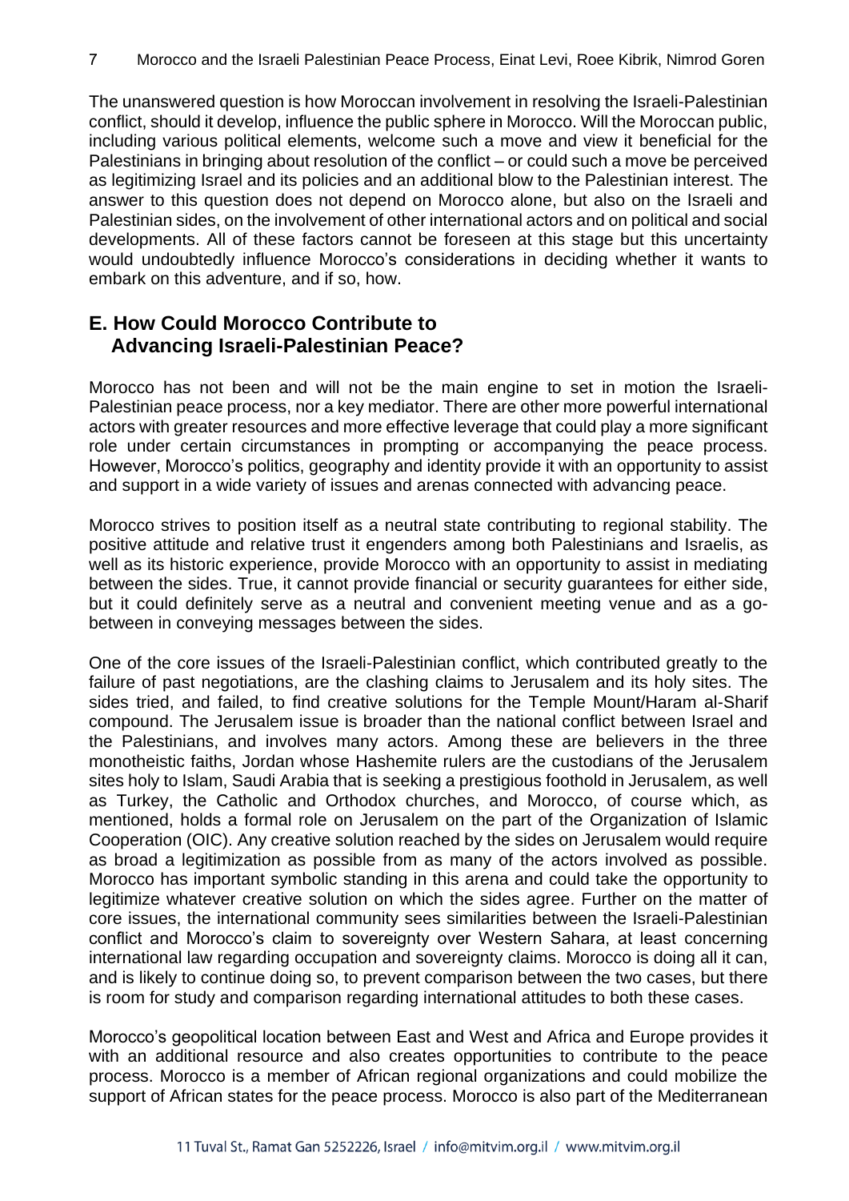The unanswered question is how Moroccan involvement in resolving the Israeli-Palestinian conflict, should it develop, influence the public sphere in Morocco. Will the Moroccan public, including various political elements, welcome such a move and view it beneficial for the Palestinians in bringing about resolution of the conflict – or could such a move be perceived as legitimizing Israel and its policies and an additional blow to the Palestinian interest. The answer to this question does not depend on Morocco alone, but also on the Israeli and Palestinian sides, on the involvement of other international actors and on political and social developments. All of these factors cannot be foreseen at this stage but this uncertainty would undoubtedly influence Morocco's considerations in deciding whether it wants to embark on this adventure, and if so, how.

## E. How Could Morocco Contribute to Advancing Israeli-Palestinian Peace?

Morocco has not been and will not be the main engine to set in motion the Israeli-Palestinian peace process, nor a key mediator. There are other more powerful international actors with greater resources and more effective leverage that could play a more significant role under certain circumstances in prompting or accompanying the peace process. However, Morocco's politics, geography and identity provide it with an opportunity to assist and support in a wide variety of issues and arenas connected with advancing peace.

Morocco strives to position itself as a neutral state contributing to regional stability. The positive attitude and relative trust it engenders among both Palestinians and Israelis, as well as its historic experience, provide Morocco with an opportunity to assist in mediating between the sides. True, it cannot provide financial or security guarantees for either side, but it could definitely serve as a neutral and convenient meeting venue and as a go-between in conveying messages between the sides.

One of the core issues of the Israeli-Palestinian conflict, which contributed greatly to the failure of past negotiations, are the clashing claims to Jerusalem and its holy sites. The sides tried, and failed, to find creative solutions for the Temple Mount/Haram al-Sharif compound. The Jerusalem issue is broader than the national conflict between Israel and the Palestinians, and involves many actors. Among these are believers in the three monotheistic faiths, Jordan whose Hashemite rulers are the custodians of the Jerusalem sites holy to Islam, Saudi Arabia that is seeking a prestigious foothold in Jerusalem, as well as Turkey, the Catholic and Orthodox churches, and Morocco, of course which, as mentioned, holds a formal role on Jerusalem on the part of the Organization of Islamic Cooperation (OIC). Any creative solution reached by the sides on Jerusalem would require as broad a legitimization as possible from as many of the actors involved as possible. Morocco has important symbolic standing in this arena and could take the opportunity to legitimize whatever creative solution on which the sides agree. Further on the matter of core issues, the international community sees similarities between the Israeli-Palestinian conflict and Morocco's claim to sovereignty over Western Sahara, at least concerning international law regarding occupation and sovereignty claims. Morocco is doing all it can, and is likely to continue doing so, to prevent comparison between the two cases, but there is room for study and comparison regarding international attitudes to both these cases.

Morocco's geopolitical location between East and West and Africa and Europe provides it with an additional resource and also creates opportunities to contribute to the peace process. Morocco is a member of African regional organizations and could mobilize the support of African states for the peace process. Morocco is also part of the Mediterranean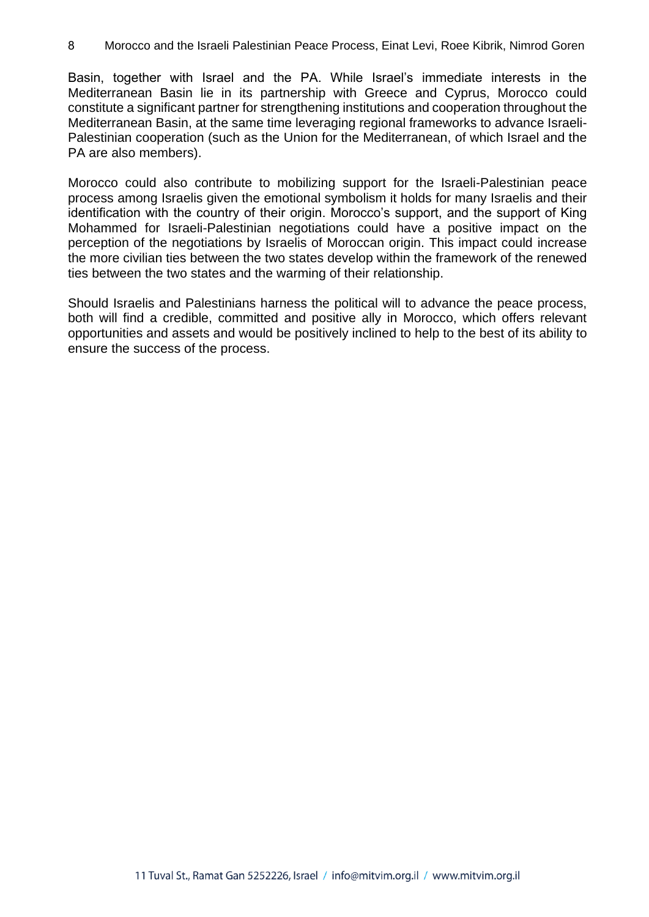Basin, together with Israel and the PA. While Israel's immediate interests in the Mediterranean Basin lie in its partnership with Greece and Cyprus, Morocco could constitute a significant partner for strengthening institutions and cooperation throughout the Mediterranean Basin, at the same time leveraging regional frameworks to advance Israeli-Palestinian cooperation (such as the Union for the Mediterranean, of which Israel and the PA are also members).

Morocco could also contribute to mobilizing support for the Israeli-Palestinian peace process among Israelis given the emotional symbolism it holds for many Israelis and their identification with the country of their origin. Morocco's support, and the support of King Mohammed for Israeli-Palestinian negotiations could have a positive impact on the perception of the negotiations by Israelis of Moroccan origin. This impact could increase the more civilian ties between the two states develop within the framework of the renewed ties between the two states and the warming of their relationship.

Should Israelis and Palestinians harness the political will to advance the peace process, both will find a credible, committed and positive ally in Morocco, which offers relevant opportunities and assets and would be positively inclined to help to the best of its ability to ensure the success of the process.